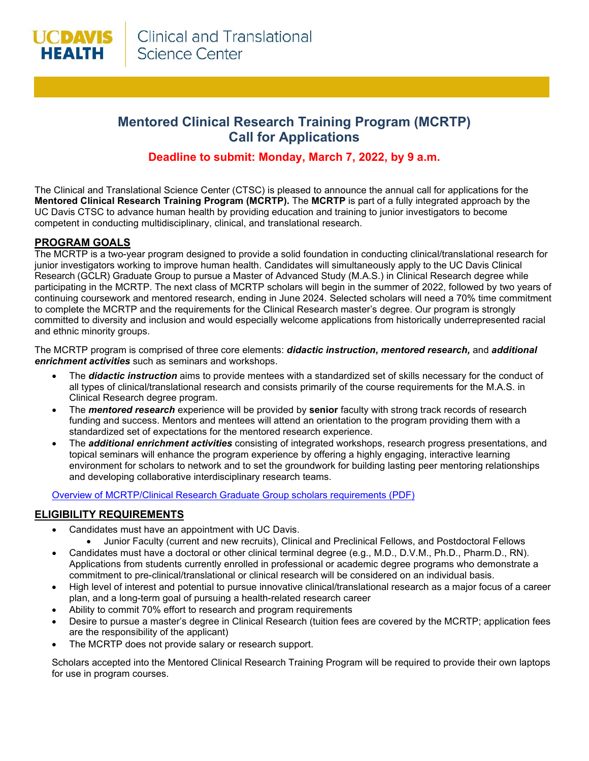UC DAVIS HEALTH | Clinical and Translational Science Center

# Mentored Clinical Research Training Program (MCRTP)
# Call for Applications

## Deadline to submit: Monday, March 7, 2022, by 9 a.m.

The Clinical and Translational Science Center (CTSC) is pleased to announce the annual call for applications for the **Mentored Clinical Research Training Program (MCRTP).** The **MCRTP** is part of a fully integrated approach by the UC Davis CTSC to advance human health by providing education and training to junior investigators to become competent in conducting multidisciplinary, clinical, and translational research.

## PROGRAM GOALS

The MCRTP is a two-year program designed to provide a solid foundation in conducting clinical/translational research for junior investigators working to improve human health. Candidates will simultaneously apply to the UC Davis Clinical Research (GCLR) Graduate Group to pursue a Master of Advanced Study (M.A.S.) in Clinical Research degree while participating in the MCRTP. The next class of MCRTP scholars will begin in the summer of 2022, followed by two years of continuing coursework and mentored research, ending in June 2024. Selected scholars will need a 70% time commitment to complete the MCRTP and the requirements for the Clinical Research master's degree. Our program is strongly committed to diversity and inclusion and would especially welcome applications from historically underrepresented racial and ethnic minority groups.

The MCRTP program is comprised of three core elements: ***didactic instruction***, ***mentored research,*** and ***additional enrichment activities*** such as seminars and workshops.

- The ***didactic instruction*** aims to provide mentees with a standardized set of skills necessary for the conduct of all types of clinical/translational research and consists primarily of the course requirements for the M.A.S. in Clinical Research degree program.
- The ***mentored research*** experience will be provided by **senior** faculty with strong track records of research funding and success. Mentors and mentees will attend an orientation to the program providing them with a standardized set of expectations for the mentored research experience.
- The ***additional enrichment activities*** consisting of integrated workshops, research progress presentations, and topical seminars will enhance the program experience by offering a highly engaging, interactive learning environment for scholars to network and to set the groundwork for building lasting peer mentoring relationships and developing collaborative interdisciplinary research teams.

Overview of MCRTP/Clinical Research Graduate Group scholars requirements (PDF)

## ELIGIBILITY REQUIREMENTS

- Candidates must have an appointment with UC Davis.
  - Junior Faculty (current and new recruits), Clinical and Preclinical Fellows, and Postdoctoral Fellows
- Candidates must have a doctoral or other clinical terminal degree (e.g., M.D., D.V.M., Ph.D., Pharm.D., RN). Applications from students currently enrolled in professional or academic degree programs who demonstrate a commitment to pre-clinical/translational or clinical research will be considered on an individual basis.
- High level of interest and potential to pursue innovative clinical/translational research as a major focus of a career plan, and a long-term goal of pursuing a health-related research career
- Ability to commit 70% effort to research and program requirements
- Desire to pursue a master's degree in Clinical Research (tuition fees are covered by the MCRTP; application fees are the responsibility of the applicant)
- The MCRTP does not provide salary or research support.

Scholars accepted into the Mentored Clinical Research Training Program will be required to provide their own laptops for use in program courses.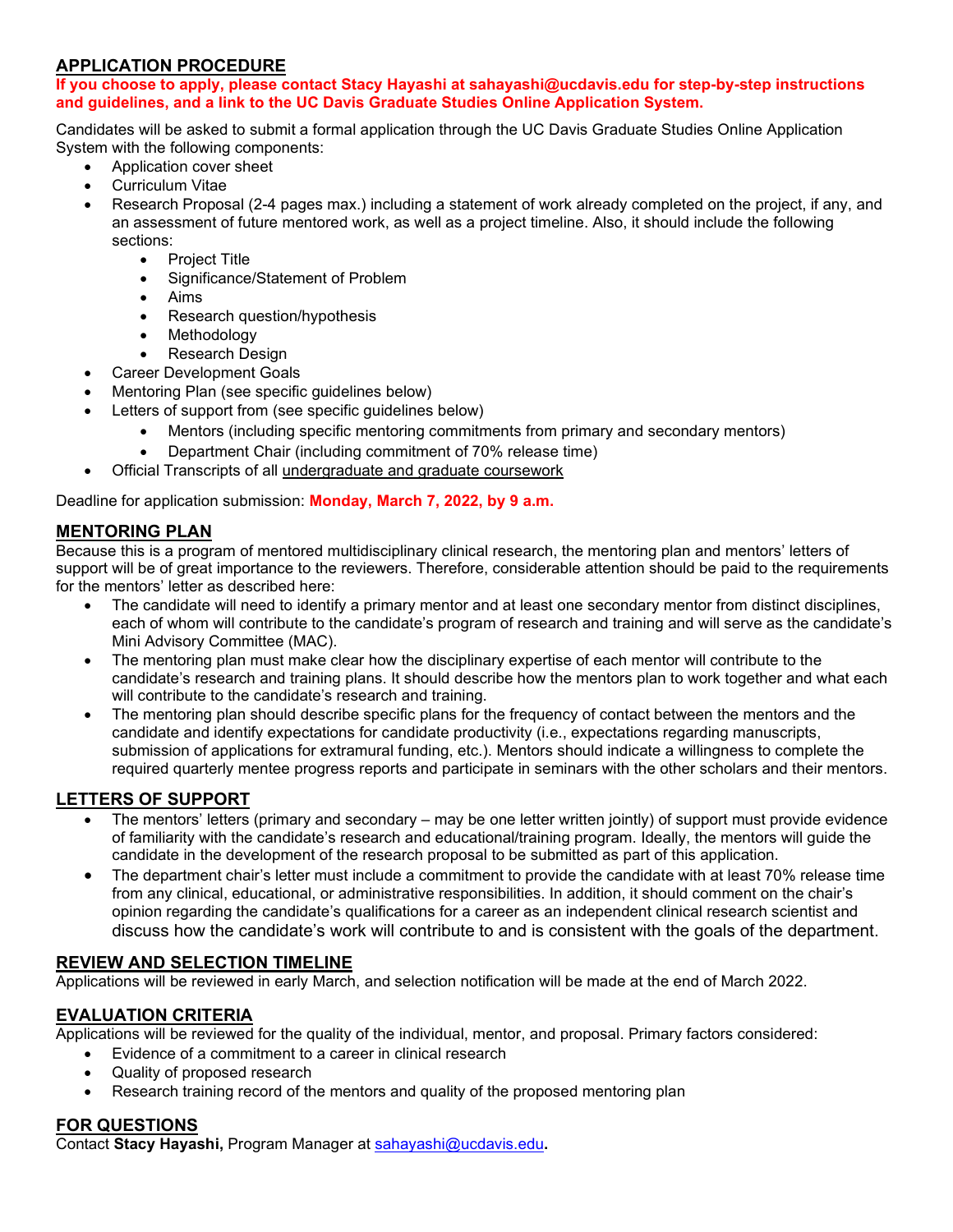## APPLICATION PROCEDURE

**If you choose to apply, please contact Stacy Hayashi at sahayashi@ucdavis.edu for step-by-step instructions and guidelines, and a link to the UC Davis Graduate Studies Online Application System.**

Candidates will be asked to submit a formal application through the UC Davis Graduate Studies Online Application System with the following components:

- Application cover sheet
- Curriculum Vitae
- Research Proposal (2-4 pages max.) including a statement of work already completed on the project, if any, and an assessment of future mentored work, as well as a project timeline. Also, it should include the following sections:
  - Project Title
  - Significance/Statement of Problem
  - Aims
  - Research question/hypothesis
  - Methodology
  - Research Design
- Career Development Goals
- Mentoring Plan (see specific guidelines below)
- Letters of support from (see specific guidelines below)
  - Mentors (including specific mentoring commitments from primary and secondary mentors)
  - Department Chair (including commitment of 70% release time)
- Official Transcripts of all undergraduate and graduate coursework

Deadline for application submission: **Monday, March 7, 2022, by 9 a.m.**

## MENTORING PLAN

Because this is a program of mentored multidisciplinary clinical research, the mentoring plan and mentors' letters of support will be of great importance to the reviewers. Therefore, considerable attention should be paid to the requirements for the mentors' letter as described here:

- The candidate will need to identify a primary mentor and at least one secondary mentor from distinct disciplines, each of whom will contribute to the candidate's program of research and training and will serve as the candidate's Mini Advisory Committee (MAC).
- The mentoring plan must make clear how the disciplinary expertise of each mentor will contribute to the candidate's research and training plans. It should describe how the mentors plan to work together and what each will contribute to the candidate's research and training.
- The mentoring plan should describe specific plans for the frequency of contact between the mentors and the candidate and identify expectations for candidate productivity (i.e., expectations regarding manuscripts, submission of applications for extramural funding, etc.). Mentors should indicate a willingness to complete the required quarterly mentee progress reports and participate in seminars with the other scholars and their mentors.

## LETTERS OF SUPPORT

- The mentors' letters (primary and secondary – may be one letter written jointly) of support must provide evidence of familiarity with the candidate's research and educational/training program. Ideally, the mentors will guide the candidate in the development of the research proposal to be submitted as part of this application.
- The department chair's letter must include a commitment to provide the candidate with at least 70% release time from any clinical, educational, or administrative responsibilities. In addition, it should comment on the chair's opinion regarding the candidate's qualifications for a career as an independent clinical research scientist and discuss how the candidate's work will contribute to and is consistent with the goals of the department.

## REVIEW AND SELECTION TIMELINE

Applications will be reviewed in early March, and selection notification will be made at the end of March 2022.

## EVALUATION CRITERIA

Applications will be reviewed for the quality of the individual, mentor, and proposal. Primary factors considered:

- Evidence of a commitment to a career in clinical research
- Quality of proposed research
- Research training record of the mentors and quality of the proposed mentoring plan

## FOR QUESTIONS

Contact **Stacy Hayashi,** Program Manager at sahayashi@ucdavis.edu**.**